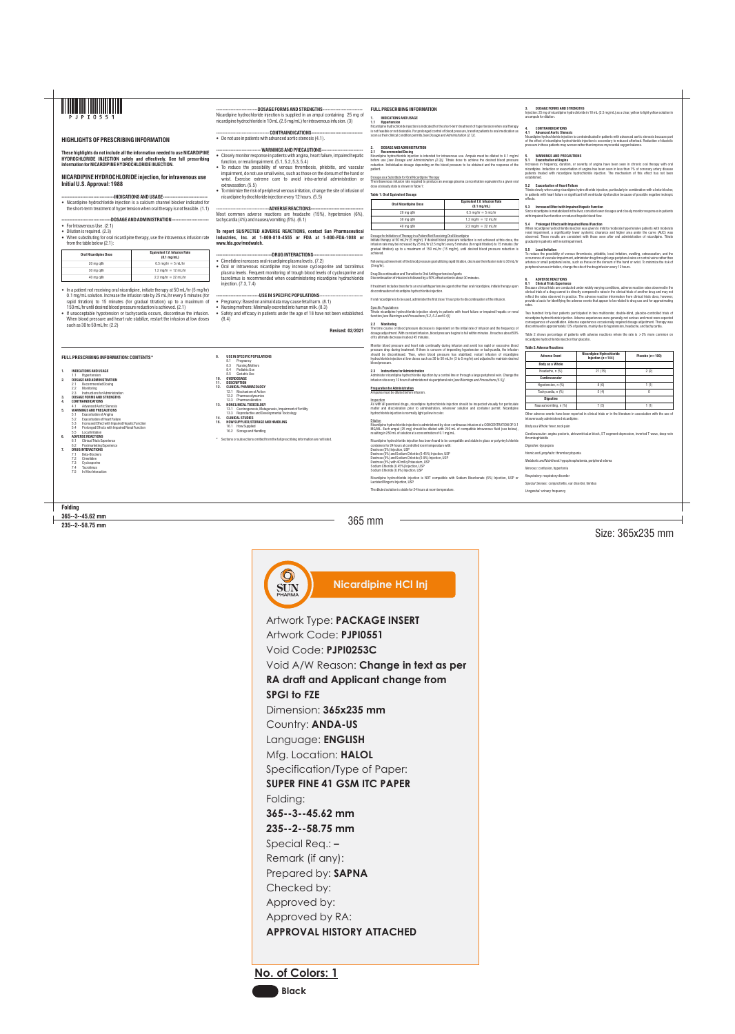PJPI0551

## HIGHLIGHTS OF PRESCRIBING INFORMATION

**These highlights do not include all the information needed to use NICARDIPINE HYDROCHLORIDE INJECTION safely and effectively. See full prescribing information for NICARDIPINE HYDROCHLORIDE INJECTION.**

**NICARDIPINE HYDROCHLORIDE injection, for intravenous use**
**Initial U.S. Approval: 1988**

**INDICATIONS AND USAGE**

- Nicardipine hydrochloride injection is a calcium channel blocker indicated for the short-term treatment of hypertension when oral therapy is not feasible. (1.1)

**DOSAGE AND ADMINISTRATION**

- For Intravenous Use. (2.1)
- Dilution is required. (2.3)
- When substituting for oral nicardipine therapy, use the intravenous infusion rate from the table below (2.1):

| Oral Nicardipine Dose | Equivalent I.V. Infusion Rate (0.1 mg/mL) |
|---|---|
| 20 mg q8h | 0.5 mg/hr = 5 mL/hr |
| 30 mg q8h | 1.2 mg/hr = 12 mL/hr |
| 40 mg q8h | 2.2 mg/hr = 22 mL/hr |

- In a patient not receiving oral nicardipine, initiate therapy at 50 mL/hr (5 mg/hr) 0.1 mg/mL solution. Increase the infusion rate by 25 mL/hr every 5 minutes (for rapid titration) to 15 minutes (for gradual titration) up to a maximum of 150 mL/hr until desired blood pressure reduction is achieved. (2.1)
- If unacceptable hypotension or tachycardia occurs, discontinue the infusion. When blood pressure and heart rate stabilize, restart the infusion at low doses such as 30 to 50 mL/hr. (2.2)

**DOSAGE FORMS AND STRENGTHS**

Nicardipine hydrochloride injection is supplied in an ampul containing 25 mg of nicardipine hydrochloride in 10 mL (2.5 mg/mL) for intravenous infusion. (3)

**CONTRAINDICATIONS**

- Do not use in patients with advanced aortic stenosis (4.1).

**WARNINGS AND PRECAUTIONS**

- Closely monitor response in patients with angina, heart failure, impaired hepatic function, or renal impairment. (5.1, 5.2, 5.3, 5.4)
- To reduce the possibility of venous thrombosis, phlebitis, and vascular impairment, do not use small veins, such as those on the dorsum of the hand or wrist. Exercise extreme care to avoid intra-arterial administration or extravasation. (5.5)
- To minimize the risk of peripheral venous irritation, change the site of infusion of nicardipine hydrochloride injection every 12 hours. (5.5)

**ADVERSE REACTIONS**

Most common adverse reactions are headache (15%), hypotension (6%), tachycardia (4%) and nausea/vomiting (5%). (6.1)

**To report SUSPECTED ADVERSE REACTIONS, contact Sun Pharmaceutical Industries, Inc. at 1-800-818-4555 or FDA at 1-800-FDA-1088 or www.fda.gov/medwatch.**

**DRUG INTERACTIONS**

- Cimetidine increases oral nicardipine plasma levels. (7.2)
- Oral or intravenous nicardipine may increase cyclosporine and tacrolimus plasma levels. Frequent monitoring of trough blood levels of cyclosporine and tacrolimus is recommended when coadministering nicardipine hydrochloride injection. (7.3, 7.4)

**USE IN SPECIFIC POPULATIONS**

- Pregnancy: Based on animal data may cause fetal harm. (8.1)
- Nursing mothers: Minimally excreted into human milk. (8.3)
- Safety and efficacy in patients under the age of 18 have not been established. (8.4)

**Revised: 02/2021**

## FULL PRESCRIBING INFORMATION: CONTENTS*

1. INDICATIONS AND USAGE
   - 1.1 Hypertension
2. DOSAGE AND ADMINISTRATION
   - 2.1 Recommended Dosing
   - 2.2 Monitoring
   - 2.3 Instructions for Administration
3. DOSAGE FORMS AND STRENGTHS
4. CONTRAINDICATIONS
   - 4.1 Advanced Aortic Stenosis
5. WARNINGS AND PRECAUTIONS
   - 5.1 Exacerbation of Angina
   - 5.2 Exacerbation of Heart Failure
   - 5.3 Increased Effect with Impaired Hepatic Function
   - 5.4 Prolonged Effects with Impaired Renal Function
   - 5.5 Local Irritation
6. ADVERSE REACTIONS
   - 6.1 Clinical Trials Experience
   - 6.2 Postmarketing Experience
7. DRUG INTERACTIONS
   - 7.1 Beta-Blockers
   - 7.2 Cimetidine
   - 7.3 Cyclosporine
   - 7.4 Tacrolimus
   - 7.5 In Vitro Interaction
8. USE IN SPECIFIC POPULATIONS
   - 8.1 Pregnancy
   - 8.3 Nursing Mothers
   - 8.4 Pediatric Use
   - 8.5 Geriatric Use
10. OVERDOSAGE
11. DESCRIPTION
12. CLINICAL PHARMACOLOGY
    - 12.1 Mechanism of Action
    - 12.2 Pharmacodynamics
    - 12.3 Pharmacokinetics
13. NONCLINICAL TOXICOLOGY
    - 13.1 Carcinogenesis, Mutagenesis, Impairment of Fertility
    - 13.3 Reproductive and Developmental Toxicology
14. CLINICAL STUDIES
16. HOW SUPPLIED/STORAGE AND HANDLING
    - 16.1 How Supplied
    - 16.2 Storage and Handling

\* Sections or subsections omitted from the full prescribing information are not listed.

## FULL PRESCRIBING INFORMATION

### 1. INDICATIONS AND USAGE

#### 1.1 Hypertension

Nicardipine hydrochloride injection is indicated for the short-term treatment of hypertension when oral therapy is not feasible or not desirable. For prolonged control of blood pressure, transfer patients to oral medication as soon as their clinical condition permits *[see Dosage and Administration (2.1)]*.

### 2. DOSAGE AND ADMINISTRATION

#### 2.1 Recommended Dosing

Nicardipine hydrochloride injection is intended for intravenous use. Ampuls must be diluted to 0.1 mg/ml before use *[see Dosage and Administration (2.3)]*. Titrate dose to achieve the desired blood pressure reduction. Individualize dosage depending on the blood pressure to be obtained and the response of the patient.

Dosage as a Substitute for Oral Nicardipine Therapy

The intravenous infusion rate required to produce an average plasma concentration equivalent to a given oral dose at steady state is shown in Table 1:

**Table 1: Oral Equivalent Dosage**

| Oral Nicardipine Dose | Equivalent I.V. Infusion Rate (0.1 mg/mL) |
|---|---|
| 20 mg q8h | 0.5 mg/hr = 5 mL/hr |
| 30 mg q8h | 1.2 mg/hr = 12 mL/hr |
| 40 mg q8h | 2.2 mg/hr = 22 mL/hr |

Dosage for Initiation of Therapy in a Patient Not Receiving Oral Nicardipine

Initiate therapy at 50 mL/hr (5 mg/hr). If desired blood pressure reduction is not achieved at this dose, the infusion rate may be increased by 25 mL/hr (2.5 mg/hr) every 5 minutes (for rapid titration) to 15 minutes (for gradual titration) up to a maximum of 150 mL/hr (15 mg/hr), until desired blood pressure reduction is achieved.

Following achievement of the blood pressure goal utilizing rapid titration, decrease the infusion rate to 30 mL/hr (3 mg/hr).

Drug Discontinuation and Transition to Oral Antihypertensive Agents

Discontinuation of infusion is followed by a 50% offset of action in about 30 minutes.

If treatment includes transfer to an oral antihypertensive agent other than oral nicardipine, initiate therapy upon discontinuation of nicardipine hydrochloride injection.

If oral nicardipine is to be used, administer the first dose 1 hour prior to discontinuation of the infusion.

Specific Populations

Titrate nicardipine hydrochloride injection slowly in patients with heart failure or impaired hepatic or renal function *[see Warnings and Precautions (5.2, 5.3 and 5.4)]*.

#### 2.2 Monitoring

The time course of blood pressure decrease is dependent on the initial rate of infusion and the frequency of dosage adjustment. With constant infusion, blood pressure begins to fall within minutes. It reaches about 50% of its ultimate decrease in about 45 minutes.

Monitor blood pressure and heart rate continually during infusion and avoid too rapid or excessive blood pressure drop during treatment. If there is concern of impending hypotension or tachycardia, the infusion should be discontinued. Then, when blood pressure has stabilized, restart infusion of nicardipine hydrochloride injection at low doses such as 30 to 50 mL/hr (3 to 5 mg/hr) and adjusted to maintain desired blood pressure.

#### 2.3 Instructions for Administration

Administer nicardipine hydrochloride injection by a central line or through a large peripheral vein. Change the infusion site every 12 hours if administered via peripheral vein *[see Warnings and Precautions (5.5)]*.

Preparation for Administration

Ampuls must be diluted before infusion.

Inspection

As with all parenteral drugs, nicardipine hydrochloride injection should be inspected visually for particulate matter and discoloration prior to administration, whenever solution and container permit. Nicardipine hydrochloride injection is normally light yellow in color.

Dilution

Nicardipine hydrochloride injection is administered by slow continuous infusion at a CONCENTRATION OF 0.1 MG/ML. Each ampul (25 mg) should be diluted with 240 mL of compatible intravenous fluid (see below), resulting in 250 mL of solution at a concentration of 0.1 mg/mL.

Nicardipine hydrochloride injection has been found to be compatible and stable in glass or polyvinyl chloride containers for 24 hours at controlled room temperature with:

Dextrose (5%) Injection, USP
Dextrose (5%) and Sodium Chloride (0.45%) Injection, USP
Dextrose (5%) and Sodium Chloride (0.9%) Injection, USP
Dextrose (5%) with 40 mEq Potassium, USP
Sodium Chloride (0.45%) Injection, USP
Sodium Chloride (0.9%) Injection, USP

Nicardipine hydrochloride injection is NOT compatible with Sodium Bicarbonate (5%) Injection, USP or Lactated Ringer's Injection, USP.

The diluted solution is stable for 24 hours at room temperature.

### 3. DOSAGE FORMS AND STRENGTHS

Injection: 25 mg of nicardipine hydrochloride in 10 mL (2.5 mg/mL) as a clear, yellow to light yellow solution in an ampul for dilution.

### 4. CONTRAINDICATIONS

#### 4.1 Advanced Aortic Stenosis

Nicardipine hydrochloride injection is contraindicated in patients with advanced aortic stenosis because part of the effect of nicardipine hydrochloride injection is secondary to reduced afterload. Reduction of diastolic pressure in these patients may worsen rather than improve myocardial oxygen balance.

### 5. WARNINGS AND PRECAUTIONS

#### 5.1 Exacerbation of Angina

Increases in frequency, duration, or severity of angina have been seen in chronic oral therapy with oral nicardipine. Induction or exacerbation of angina has been seen in less than 1% of coronary artery disease patients treated with nicardipine hydrochloride injection. The mechanism of this effect has not been established.

#### 5.2 Exacerbation of Heart Failure

Titrate slowly when using nicardipine hydrochloride injection, particularly in combination with a beta-blocker, in patients with heart failure or significant left ventricular dysfunction because of possible negative inotropic effects.

#### 5.3 Increased Effect with Impaired Hepatic Function

Since nicardipine is metabolized in the liver, consider lower dosages and closely monitor responses in patients with impaired liver function or reduced hepatic blood flow.

#### 5.4 Prolonged Effects with Impaired Renal Function

When nicardipine hydrochloride injection was given to mild to moderate hypertensive patients with moderate renal impairment, a significantly lower systemic clearance and higher area under the curve (AUC) was observed. These results are consistent with those seen after oral administration of nicardipine. Titrate gradually in patients with renal impairment.

#### 5.5 Local Irritation

To reduce the possibility of venous thrombosis, phlebitis, local irritation, swelling, extravasation, and the occurrence of vascular impairment, administer drug through large peripheral veins or central veins rather than arteries or small peripheral veins, such as those on the dorsum of the hand or wrist. To minimize the risk of peripheral venous irritation, change the site of the drug infusion every 12 hours.

### 6. ADVERSE REACTIONS

#### 6.1 Clinical Trials Experience

Because clinical trials are conducted under widely varying conditions, adverse reaction rates observed in the clinical trials of a drug cannot be directly compared to rates in the clinical trials of another drug and may not reflect the rates observed in practice. The adverse reaction information from clinical trials does, however, provide a basis for identifying the adverse events that appear to be related to drug use and for approximating rates.

Two hundred forty-four patients participated in two multicenter, double-blind, placebo-controlled trials of nicardipine hydrochloride injection. Adverse experiences were generally not serious and most were expected consequences of vasodilation. Adverse experiences occasionally required dosage adjustment. Therapy was discontinued in approximately 12% of patients, mainly due to hypotension, headache, and tachycardia.

Table 2 shows percentage of patients with adverse reactions where the rate is >3% more common on nicardipine hydrochloride injection than placebo.

**Table 2: Adverse Reactions**

| Adverse Event | Nicardipine Hydrochloride Injection (n = 144) | Placebo (n = 100) |
|---|---|---|
| **Body as a Whole** | | |
| Headache, n (%) | 21 (15) | 2 (2) |
| **Cardiovascular** | | |
| Hypotension, n (%) | 8 (6) | 1 (1) |
| Tachycardia, n (%) | 5 (4) | 0 |
| **Digestive** | | |
| Nausea/vomiting, n (%) | 7 (5) | 1 (1) |

Other adverse events have been reported in clinical trials or in the literature in association with the use of intravenously administered nicardipine:

*Body as a Whole*: fever, neck pain

*Cardiovascular*: angina pectoris, atrioventricular block, ST segment depression, inverted T wave, deep-vein thrombophlebitis

*Digestive*: dyspepsia

*Hemic and Lymphatic*: thrombocytopenia

*Metabolic and Nutritional*: hypophosphatemia, peripheral edema

*Nervous*: confusion, hypertonia

*Respiratory*: respiratory disorder

*Special Senses*: conjunctivitis, ear disorder, tinnitus

*Urogenital*: urinary frequency

---

Folding
365--3--45.62 mm
235--2--58.75 mm

365 mm

Size: 365x235 mm

**Nicardipine HCl Inj**

Artwork Type: **PACKAGE INSERT**
Artwork Code: **PJPI0551**
Void Code: **PJPI0253C**
Void A/W Reason: **Change in text as per RA draft and Applicant change from SPGI to FZE**
Dimension: **365x235 mm**
Country: **ANDA-US**
Language: **ENGLISH**
Mfg. Location: **HALOL**
Specification/Type of Paper: **SUPER FINE 41 GSM ITC PAPER**
Folding:
**365--3--45.62 mm**
**235--2--58.75 mm**
Special Req.: **–**
Remark (if any):
Prepared by: **SAPNA**
Checked by:
Approved by:
Approved by RA:
**APPROVAL HISTORY ATTACHED**

**No. of Colors: 1**

**Black**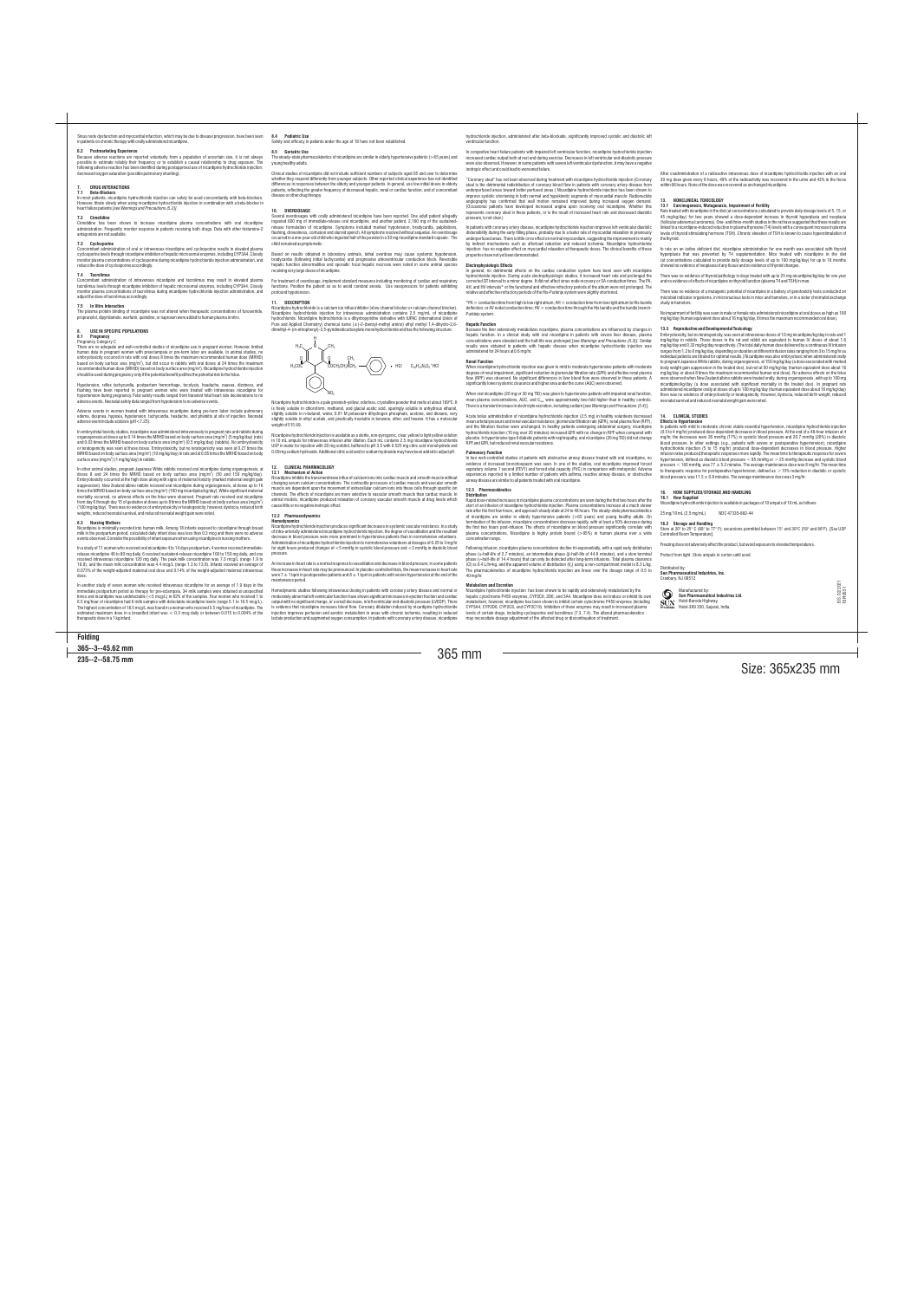Sinus node dysfunction and myocardial infarction, which may be due to disease progression, have been seen in patients on chronic therapy with orally administered nicardipine.

### 6.2 Postmarketing Experience

Because adverse reactions are reported voluntarily from a population of uncertain size, it is not always possible to estimate reliably their frequency or to establish a causal relationship to drug exposure. The following adverse reaction has been identified during postapproval use of nicardipine hydrochloride injection: decreased oxygen saturation (possible pulmonary shunting).

## 7. DRUG INTERACTIONS

### 7.1 Beta-Blockers

In most patients, nicardipine hydrochloride injection can safely be used concomitantly with beta-blockers. However, titrate slowly when using nicardipine hydrochloride injection in combination with a beta-blocker in heart failure patients *[see Warnings and Precautions (5.3)]*.

### 7.2 Cimetidine

Cimetidine has been shown to increase nicardipine plasma concentrations with oral nicardipine administration. Frequently monitor response in patients receiving both drugs. Data with other histamine-2 antagonists are not available.

### 7.3 Cyclosporine

Concomitant administration of oral or intravenous nicardipine and cyclosporine results in elevated plasma cyclosporine levels through nicardipine inhibition of hepatic microsomal enzymes, including CYP3A4. Closely monitor plasma concentrations of cyclosporine during nicardipine hydrochloride injection administration, and reduce the dose of cyclosporine accordingly.

### 7.4 Tacrolimus

Concomitant administration of intravenous nicardipine and tacrolimus may result in elevated plasma tacrolimus levels through nicardipine inhibition of hepatic microsomal enzymes, including CYP3A4. Closely monitor plasma concentrations of tacrolimus during nicardipine hydrochloride injection administration, and adjust the dose of tacrolimus accordingly.

### 7.5 In Vitro Interaction

The plasma protein binding of nicardipine was not altered when therapeutic concentrations of furosemide, propranolol, dipyridamole, warfarin, quinidine, or naproxen were added to human plasma in vitro.

## 8. USE IN SPECIFIC POPULATIONS

### 8.1 Pregnancy

Pregnancy Category C

There are no adequate and well-controlled studies of nicardipine use in pregnant women. However, limited human data in pregnant women with preeclampsia or pre-term labor are available. In animal studies, no embryotoxicity occurred in rats with oral doses 8 times the maximum recommended human dose (MRHD) based on body surface area ($mg/m^2$), but did occur in rabbits with oral doses at 24 times the maximum recommended human dose (MRHD) based on body surface area ($mg/m^2$). Nicardipine hydrochloride injection should be used during pregnancy only if the potential benefit justifies the potential risk to the fetus.

Hypotension, reflex tachycardia, postpartum hemorrhage, tocolysis, headache, nausea, dizziness, and flushing have been reported in pregnant women who were treated with intravenous nicardipine for hypertension during pregnancy. Fetal safety results ranged from transient fetal heart rate decelerations to no adverse events. Neonatal safety data ranged from hypotension to no adverse events.

Adverse events in women treated with intravenous nicardipine during pre-term labor include pulmonary edema, dyspnea, hypoxia, hypotension, tachycardia, headache, and phlebitis at site of injection. Neonatal adverse events include acidosis (pH<7.25).

In embryofetal toxicity studies, nicardipine was administered intravenously to pregnant rats and rabbits during organogenesis at doses up to 0.14 times the MRHD based on body surface area ($mg/m^2$) (5 mg/kg/day) (rats) and 0.03 times the MRHD based on body surface area ($mg/m^2$) (0.5 mg/kg/day) (rabbits). No embryotoxicity or teratogenicity was seen at these doses. Embryotoxicity, but no teratogenicity was seen at 0.27 times the MRHD based on body surface area ($mg/m^2$) (10 mg/kg/day) in rats and at 0.05 times the MRHD based on body surface area ($mg/m^2$) (1 mg/kg/day) in rabbits.

In other animal studies, pregnant Japanese White rabbits received oral nicardipine during organogenesis, at doses 8 and 24 times the MRHD based on body surface area ($mg/m^2$) (50 and 150 mg/kg/day). Embryotoxicity occurred at the high dose along with signs of maternal toxicity (marked maternal weight gain suppression). New Zealand albino rabbits received oral nicardipine during organogenesis, at doses up to 16 times the MRHD based on body surface area ($mg/m^2$) (100 mg nicardipine/kg/day). While significant maternal mortality occurred, no adverse effects on the fetus were observed. Pregnant rats received oral nicardipine from day 6 through day 15 of gestation at doses up to 8 times the MRHD based on body surface area ($mg/m^2$) (100 mg/kg/day). There was no evidence of embryolethality or teratogenicity; however, dystocia, reduced birth weights, reduced neonatal survival, and reduced neonatal weight gain were noted.

### 8.3 Nursing Mothers

Nicardipine is minimally excreted into human milk. Among 18 infants exposed to nicardipine through breast milk in the postpartum period, calculated daily infant dose was less than 0.3 mcg and there were no adverse events observed. Consider the possibility of infant exposure when using nicardipine in nursing mothers.

In a study of 11 women who received oral nicardipine 4 to 14 days postpartum, 4 women received immediate-release nicardipine 40 to 80 mg daily, 6 received sustained-release nicardipine 100 to 150 mg daily, and one received intravenous nicardipine 120 mg daily. The peak milk concentration was 7.3 mcg/L (range 1.9 to 18.8), and the mean milk concentration was 4.4 mcg/L (range 1.3 to 13.8). Infants received an average of 0.073% of the weight-adjusted maternal oral dose and 0.14% of the weight-adjusted maternal intravenous dose.

In another study of seven women who received intravenous nicardipine for an average of 1.9 days in the immediate postpartum period as therapy for pre-eclampsia, 34 milk samples were obtained at unspecified times and nicardipine was undetectable (<5 mcg/L) in 82% of the samples. Four women who received 1 to 6.5 mg/hour of nicardipine had 6 milk samples with detectable nicardipine levels (range 5.1 to 18.5 mcg/L). The highest concentration of 18.5 mcg/L was found in a woman who received 6.5 mg/hour of nicardipine. The estimated maximum dose in a breastfed infant was < 0.3 mcg daily or between 0.015 to 0.004% of the therapeutic dose in a 1 kg infant.

### 8.4 Pediatric Use

Safety and efficacy in patients under the age of 18 have not been established.

### 8.5 Geriatric Use

The steady-state pharmacokinetics of nicardipine are similar in elderly hypertensive patients (>65 years) and young healthy adults.

Clinical studies of nicardipine did not include sufficient numbers of subjects aged 65 and over to determine whether they respond differently from younger subjects. Other reported clinical experience has not identified differences in responses between the elderly and younger patients. In general, use low initial doses in elderly patients, reflecting the greater frequency of decreased hepatic, renal or cardiac function, and of concomitant disease or other drug therapy.

## 10. OVERDOSAGE

Several overdosages with orally administered nicardipine have been reported. One adult patient allegedly ingested 600 mg of immediate-release oral nicardipine, and another patient, 2,160 mg of the sustained-release formulation of nicardipine. Symptoms included marked hypotension, bradycardia, palpitations, flushing, drowsiness, confusion and slurred speech. All symptoms resolved without sequelae. An overdosage occurred in a one-year-old child who ingested half of the powder in a 30 mg nicardipine standard capsule. The child remained asymptomatic.

Based on results obtained in laboratory animals, lethal overdose may cause systemic hypotension, bradycardia (following initial tachycardia) and progressive atrioventricular conduction block. Reversible hepatic function abnormalities and sporadic focal hepatic necrosis were noted in some animal species receiving very large doses of nicardipine.

For treatment of overdose, implement standard measures including monitoring of cardiac and respiratory functions. Position the patient so as to avoid cerebral anoxia. Use vasopressors for patients exhibiting profound hypotension.

## 11. DESCRIPTION

Nicardipine hydrochloride is a calcium ion influx inhibitor (slow channel blocker or calcium channel blocker). Nicardipine hydrochloride injection for intravenous administration contains 2.5 mg/mL of nicardipine hydrochloride. Nicardipine hydrochloride is a dihydropyridine derivative with IUPAC (International Union of Pure and Applied Chemistry) chemical name (±)-2-(benzyl-methyl amino) ethyl methyl 1,4-dihydro-2,6-dimethyl-4-(m-nitrophenyl)-3,5-pyridinedicarboxylate monohydrochloride and has the following structure:

• HCl $C_{26}H_{29}N_3O_6$ • HCl

Nicardipine hydrochloride is a greenish-yellow, odorless, crystalline powder that melts at about 169°C. It is freely soluble in chloroform, methanol, and glacial acetic acid, sparingly soluble in anhydrous ethanol, slightly soluble in n-butanol, water, 0.01 M potassium dihydrogen phosphate, acetone, and dioxane, very slightly soluble in ethyl acetate, and practically insoluble in benzene, ether, and hexane. It has a molecular weight of 515.99.

Nicardipine hydrochloride injection is available as a sterile, non-pyrogenic, clear, yellow to light yellow solution in 10 mL ampuls for intravenous infusion after dilution. Each mL contains 2.5 mg nicardipine hydrochloride USP in water for injection with 48 mg sorbitol, buffered to pH 3.5 with 0.525 mg citric acid monohydrate and 0.09 mg sodium hydroxide. Additional citric acid and/or sodium hydroxide may have been added to adjust pH.

## 12. CLINICAL PHARMACOLOGY

### 12.1 Mechanism of Action

Nicardipine inhibits the transmembrane influx of calcium ions into cardiac muscle and smooth muscle without changing serum calcium concentrations. The contractile processes of cardiac muscle and vascular smooth muscle are dependent upon the movement of extracellular calcium ions into these cells through specific ion channels. The effects of nicardipine are more selective to vascular smooth muscle than cardiac muscle. In animal models, nicardipine produced relaxation of coronary vascular smooth muscle at drug levels which cause little or no negative inotropic effect.

### 12.2 Pharmacodynamics

**Hemodynamics**

Nicardipine hydrochloride injection produces significant decreases in systemic vascular resistance. In a study of intra-arterially administered nicardipine hydrochloride injection, the degree of vasodilation and the resultant decrease in blood pressure were more prominent in hypertensive patients than in normotensive volunteers. Administration of nicardipine hydrochloride injection to normotensive volunteers at dosages of 0.25 to 3 mg/hr for eight hours produced changes of <5 mmHg in systolic blood pressure and <3 mmHg in diastolic blood pressure.

An increase in heart rate is a normal response to vasodilation and decrease in blood pressure; in some patients these increases in heart rate may be pronounced. In placebo-controlled trials, the mean increases in heart rate were 7 ± 1 bpm in postoperative patients and 8 ± 1 bpm in patients with severe hypertension at the end of the maintenance period.

Hemodynamic studies following intravenous dosing in patients with coronary artery disease and normal or moderately abnormal left ventricular function have shown significant increases in ejection fraction and cardiac output with no significant change, or a small decrease, in left ventricular end-diastolic pressure (LVEDP). There is evidence that nicardipine increases blood flow. Coronary dilatation induced by nicardipine hydrochloride injection improves perfusion and aerobic metabolism in areas with chronic ischemia, resulting in reduced lactate production and augmented oxygen consumption. In patients with coronary artery disease, nicardipine hydrochloride injection, administered after beta-blockade, significantly improved systolic and diastolic left ventricular function.

In congestive heart failure patients with impaired left ventricular function, nicardipine hydrochloride injection increased cardiac output both at rest and during exercise. Decreases in left ventricular end-diastolic pressure were also observed. However, in some patients with severe left ventricular dysfunction, it may have a negative inotropic effect and could lead to worsened failure.

"Coronary steal" has not been observed during treatment with nicardipine hydrochloride injection. (Coronary steal is the detrimental redistribution of coronary blood flow in patients with coronary artery disease from underperfused areas toward better perfused areas.) Nicardipine hydrochloride injection has been shown to improve systolic shortening in both normal and hypokinetic segments of myocardial muscle. Radionuclide angiography has confirmed that wall motion remained improved during increased oxygen demand. (Occasional patients have developed increased angina upon receiving oral nicardipine. Whether this represents coronary steal in these patients, or is the result of increased heart rate and decreased diastolic pressure, is not clear.)

In patients with coronary artery disease, nicardipine hydrochloride injection improves left ventricular diastolic distensibility during the early filling phase, probably due to a faster rate of myocardial relaxation in previously underperfused areas. There is little or no effect on normal myocardium, suggesting the improvement is mainly by indirect mechanisms such as afterload reduction and reduced ischemia. Nicardipine hydrochloride injection has no negative effect on myocardial relaxation at therapeutic doses. The clinical benefits of these properties have not yet been demonstrated.

**Electrophysiologic Effects**

In general, no detrimental effects on the cardiac conduction system have been seen with nicardipine hydrochloride injection. During acute electrophysiologic studies, it increased heart rate and prolonged the corrected QT interval to a minor degree. It did not affect sinus node recovery or SA conduction times. The PA, AH, and HV intervals* or the functional and effective refractory periods of the atrium were not prolonged. The relative and effective refractory periods of the His-Purkinje system were slightly shortened.

*PA = conduction time from high to low right atrium; AH = conduction time from low right atrium to His bundle deflection, or AV nodal conduction time; HV = conduction time through the His bundle and the bundle branch-Purkinje system.

**Hepatic Function**

Because the liver extensively metabolizes nicardipine, plasma concentrations are influenced by changes in hepatic function. In a clinical study with oral nicardipine in patients with severe liver disease, plasma concentrations were elevated and the half-life was prolonged *[see Warnings and Precautions (5.5)]*. Similar results were obtained in patients with hepatic disease when nicardipine hydrochloride injection was administered for 24 hours at 0.6 mg/hr.

**Renal Function**

When nicardipine hydrochloride injection was given to mild to moderate hypertensive patients with moderate degrees of renal impairment, significant reduction in glomerular filtration rate (GFR) and effective renal plasma flow (RPF) was observed. No significant differences in liver blood flow were observed in these patients. A significantly lower systemic clearance and higher area under the curve (AUC) were observed.

When oral nicardipine (20 mg or 30 mg TID) was given to hypertensive patients with impaired renal function, mean plasma concentrations, AUC, and $C_{max}$ were approximately two-fold higher than in healthy controls. There is a transient increase in electrolyte excretion, including sodium *[see Warnings and Precautions (5.4)]*.

Acute bolus administration of nicardipine hydrochloride injection (2.5 mg) in healthy volunteers decreased mean arterial pressure and renal vascular resistance; glomerular filtration rate (GFR), renal plasma flow (RPF), and the filtration fraction were unchanged. In healthy patients undergoing abdominal surgery, nicardipine hydrochloride injection (10 mg over 20 minutes) increased GFR with no change in RPF when compared with placebo. In hypertensive type II diabetic patients with nephropathy, oral nicardipine (20 mg TID) did not change RPF and GFR, but reduced renal vascular resistance.

**Pulmonary Function**

In two well-controlled studies of patients with obstructive airway disease treated with oral nicardipine, no evidence of increased bronchospasm was seen. In one of the studies, oral nicardipine improved forced expiratory volume 1 second ($FEV_1$) and forced vital capacity (FVC) in comparison with metoprolol. Adverse experiences reported in a limited number of patients with asthma, reactive airway disease, or obstructive airway disease are similar to all patients treated with oral nicardipine.

### 12.3 Pharmacokinetics

**Distribution**

Rapid dose-related increases in nicardipine plasma concentrations are seen during the first two hours after the start of an infusion of nicardipine hydrochloride injection. Plasma concentrations increase at a much slower rate after the first few hours, and approach steady state at 24 to 48 hours. The steady-state pharmacokinetics of nicardipine are similar in elderly hypertensive patients (>65 years) and young healthy adults. On termination of the infusion, nicardipine concentrations decrease rapidly, with at least a 50% decrease during the first two hours post-infusion. The effects of nicardipine on blood pressure significantly correlate with plasma concentrations. Nicardipine is highly protein bound (>95%) in human plasma over a wide concentration range.

Following infusion, nicardipine plasma concentrations decline tri-exponentially, with a rapid early distribution phase ($\alpha$-half-life of 2.7 minutes), an intermediate phase ($\beta$-half-life of 44.8 minutes), and a slow terminal phase ($\gamma$-half-life of 14.4 hours) that can only be detected after long-term infusions. Total plasma clearance (Cl) is 0.4 L/hr•kg, and the apparent volume of distribution ($V_d$) using a non-compartment model is 8.3 L/kg. The pharmacokinetics of nicardipine hydrochloride injection are linear over the dosage range of 0.5 to 40 mg/hr.

**Metabolism and Excretion**

Nicardipine hydrochloride injection has been shown to be rapidly and extensively metabolized by the hepatic cytochrome P450 enzymes, CYP2C8, 2D6, and 3A4. Nicardipine does not induce or inhibit its own metabolism; however, nicardipine has been shown to inhibit certain cytochrome P450 enzymes (including CYP3A4, CYP2D6, CYP2C9, and CYP2C19). Inhibition of these enzymes may result in increased plasma levels of certain drugs, including cyclosporine and tacrolimus (7.3, 7.4). The altered pharmacokinetics may necessitate dosage adjustment of the affected drug or discontinuation of treatment.

After coadministration of a radioactive intravenous dose of nicardipine hydrochloride injection with an oral 30 mg dose given every 8 hours, 49% of the radioactivity was recovered in the urine and 43% in the feces within 96 hours. None of the dose was recovered as unchanged nicardipine.

## 13. NONCLINICAL TOXICOLOGY

### 13.1 Carcinogenesis, Mutagenesis, Impairment of Fertility

Rats treated with nicardipine in the diet (at concentrations calculated to provide daily dosage levels of 5, 15, or 45 mg/kg/day) for two years showed a dose-dependent increase in thyroid hyperplasia and neoplasia (follicular adenoma/carcinoma). One- and three-month studies in the rat have suggested that these results are linked to a nicardipine-induced reduction in plasma thyroxine (T4) levels with a consequent increase in plasma levels of thyroid stimulating hormone (TSH). Chronic elevation of TSH is known to cause hyperstimulation of the thyroid.

In rats on an iodine deficient diet, nicardipine administration for one month was associated with thyroid hyperplasia that was prevented by T4 supplementation. Mice treated with nicardipine in the diet (at concentrations calculated to provide daily dosage levels of up to 100 mg/kg/day) for up to 18 months showed no evidence of neoplasia of any tissue and no evidence of thyroid changes.

There was no evidence of thyroid pathology in dogs treated with up to 25 mg nicardipine/kg/day for one year and no evidence of effects of nicardipine on thyroid function (plasma T4 and TSH) in man.

There was no evidence of a mutagenic potential of nicardipine in a battery of genotoxicity tests conducted on microbial indicator organisms, in micronucleus tests in mice and hamsters, or in a sister chromatid exchange study in hamsters.

No impairment of fertility was seen in male or female rats administered nicardipine at oral doses as high as 100 mg/kg/day (human equivalent dose about 16 mg/kg/day, 8 times the maximum recommended oral dose).

### 13.3 Reproductive and Developmental Toxicology

Embryotoxicity, but no teratogenicity, was seen at intravenous doses of 10 mg nicardipine/kg/day in rats and 1 mg/kg/day in rabbit. These doses in the rat and rabbit are equivalent to human IV doses of about 1.6 mg/kg/day and 0.32 mg/kg/day respectively. (The total daily human dose delivered by a continuous IV infusion ranges from 1.2 to 6 mg/kg/day, depending on duration at different infusion rates ranging from 3 to 15 mg/hr as individual patients are titrated for optimal results.) Nicardipine was also embryotoxic when administered orally to pregnant Japanese White rabbits, during organogenesis, at 150 mg/kg/day (a dose associated with marked body weight gain suppression in the treated doe), but not at 50 mg/kg/day (human equivalent dose about 16 mg/kg/day or about 8 times the maximum recommended human oral dose). No adverse effects on the fetus were observed when New Zealand albino rabbits were treated orally, during organogenesis, with up to 100 mg nicardipine/kg/day (a dose associated with significant mortality in the treated doe). In pregnant rats administered nicardipine orally at doses of up to 100 mg/kg/day (human equivalent dose about 16 mg/kg/day) there was no evidence of embryolethality or teratogenicity. However, dystocia, reduced birth weight, reduced neonatal survival and reduced neonatal weight gain were noted.

## 14. CLINICAL STUDIES

**Effects in Hypertension**

In patients with mild to moderate chronic stable essential hypertension, nicardipine hydrochloride injection (0.5 to 4 mg/hr) produced dose-dependent decreases in blood pressure. At the end of a 48-hour infusion at 4 mg/hr, the decreases were 26 mmHg (17%) in systolic blood pressure and 20.7 mmHg (20%) in diastolic blood pressure. In other settings (e.g., patients with severe or postoperative hypertension), nicardipine hydrochloride injection (5 to 15 mg/hr) produced dose-dependent decreases in blood pressure. Higher infusion rates produced therapeutic responses more rapidly. The mean time to therapeutic response for severe hypertension, defined as diastolic blood pressure ≤ 95 mmHg or ≥ 25 mmHg decrease and systolic blood pressure ≤ 160 mmHg, was 77 ± 5.2 minutes. The average maintenance dose was 8 mg/hr. The mean time to therapeutic response for postoperative hypertension, defined as ≥ 15% reduction in diastolic or systolic blood pressure, was 11.5 ± 0.8 minutes. The average maintenance dose was 3 mg/hr.

## 16. HOW SUPPLIED/STORAGE AND HANDLING

### 16.1 How Supplied

Nicardipine hydrochloride injection is available in packages of 10 ampuls of 10 mL as follows:

25 mg/10 mL (2.5 mg/mL) NDC 47335-882-44

### 16.2 Storage and Handling

Store at 20° to 25°C (68° to 77°F); excursions permitted between 15° and 30°C (59° and 86°F). [See USP Controlled Room Temperature].

Freezing does not adversely affect the product, but avoid exposure to elevated temperatures.

Protect from light. Store ampuls in carton until used.

Distributed by:
**Sun Pharmaceutical Industries, Inc.**
Cranbury, NJ 08512

Manufactured by:
**Sun Pharmaceutical Industries Ltd.**
Halol-Baroda Highway,
Halol-389 350, Gujarat, India.